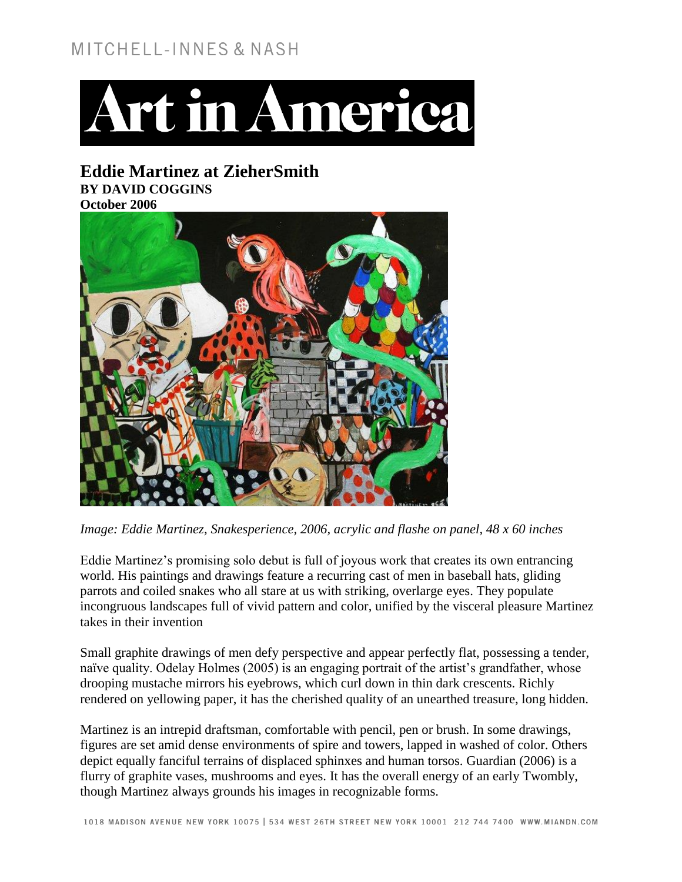MITCHELL-INNES & NASH

# Art in America

## Eddie Martinez at ZieherSmith

**BY DAVID COGGINS**

**October 2006**

*Image: Eddie Martinez, Snakesperience, 2006, acrylic and flashe on panel, 48 x 60 inches*

Eddie Martinez's promising solo debut is full of joyous work that creates its own entrancing world. His paintings and drawings feature a recurring cast of men in baseball hats, gliding parrots and coiled snakes who all stare at us with striking, overlarge eyes. They populate incongruous landscapes full of vivid pattern and color, unified by the visceral pleasure Martinez takes in their invention

Small graphite drawings of men defy perspective and appear perfectly flat, possessing a tender, naïve quality. Odelay Holmes (2005) is an engaging portrait of the artist's grandfather, whose drooping mustache mirrors his eyebrows, which curl down in thin dark crescents. Richly rendered on yellowing paper, it has the cherished quality of an unearthed treasure, long hidden.

Martinez is an intrepid draftsman, comfortable with pencil, pen or brush. In some drawings, figures are set amid dense environments of spire and towers, lapped in washed of color. Others depict equally fanciful terrains of displaced sphinxes and human torsos. Guardian (2006) is a flurry of graphite vases, mushrooms and eyes. It has the overall energy of an early Twombly, though Martinez always grounds his images in recognizable forms.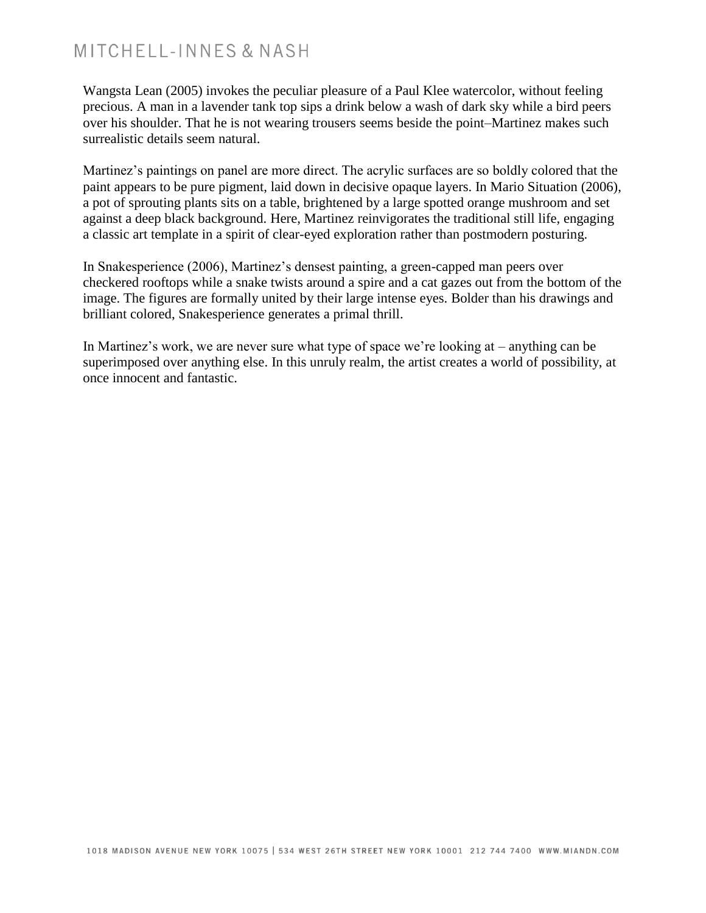Wangsta Lean (2005) invokes the peculiar pleasure of a Paul Klee watercolor, without feeling precious. A man in a lavender tank top sips a drink below a wash of dark sky while a bird peers over his shoulder. That he is not wearing trousers seems beside the point–Martinez makes such surrealistic details seem natural.

Martinez's paintings on panel are more direct. The acrylic surfaces are so boldly colored that the paint appears to be pure pigment, laid down in decisive opaque layers. In Mario Situation (2006), a pot of sprouting plants sits on a table, brightened by a large spotted orange mushroom and set against a deep black background. Here, Martinez reinvigorates the traditional still life, engaging a classic art template in a spirit of clear-eyed exploration rather than postmodern posturing.

In Snakesperience (2006), Martinez's densest painting, a green-capped man peers over checkered rooftops while a snake twists around a spire and a cat gazes out from the bottom of the image. The figures are formally united by their large intense eyes. Bolder than his drawings and brilliant colored, Snakesperience generates a primal thrill.

In Martinez's work, we are never sure what type of space we're looking at – anything can be superimposed over anything else. In this unruly realm, the artist creates a world of possibility, at once innocent and fantastic.